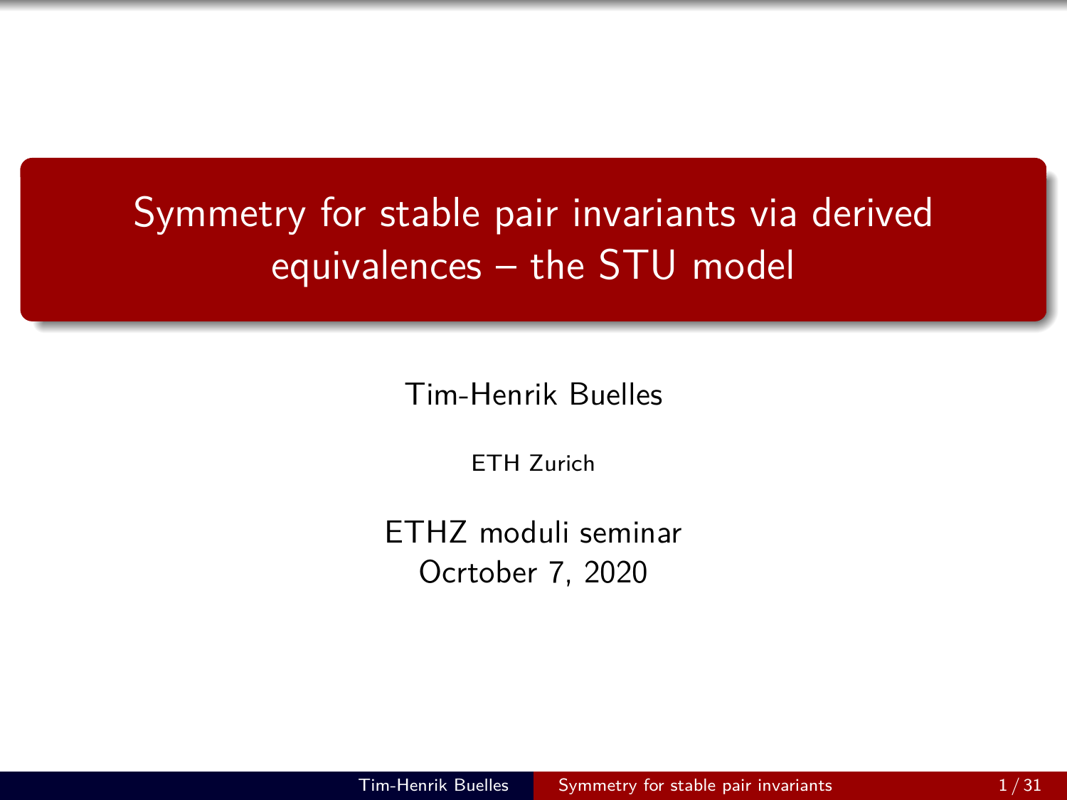# Symmetry for stable pair invariants via derived equivalences – the STU model

Tim-Henrik Buelles

ETH Zurich

ETHZ moduli seminar
Ocrtober 7, 2020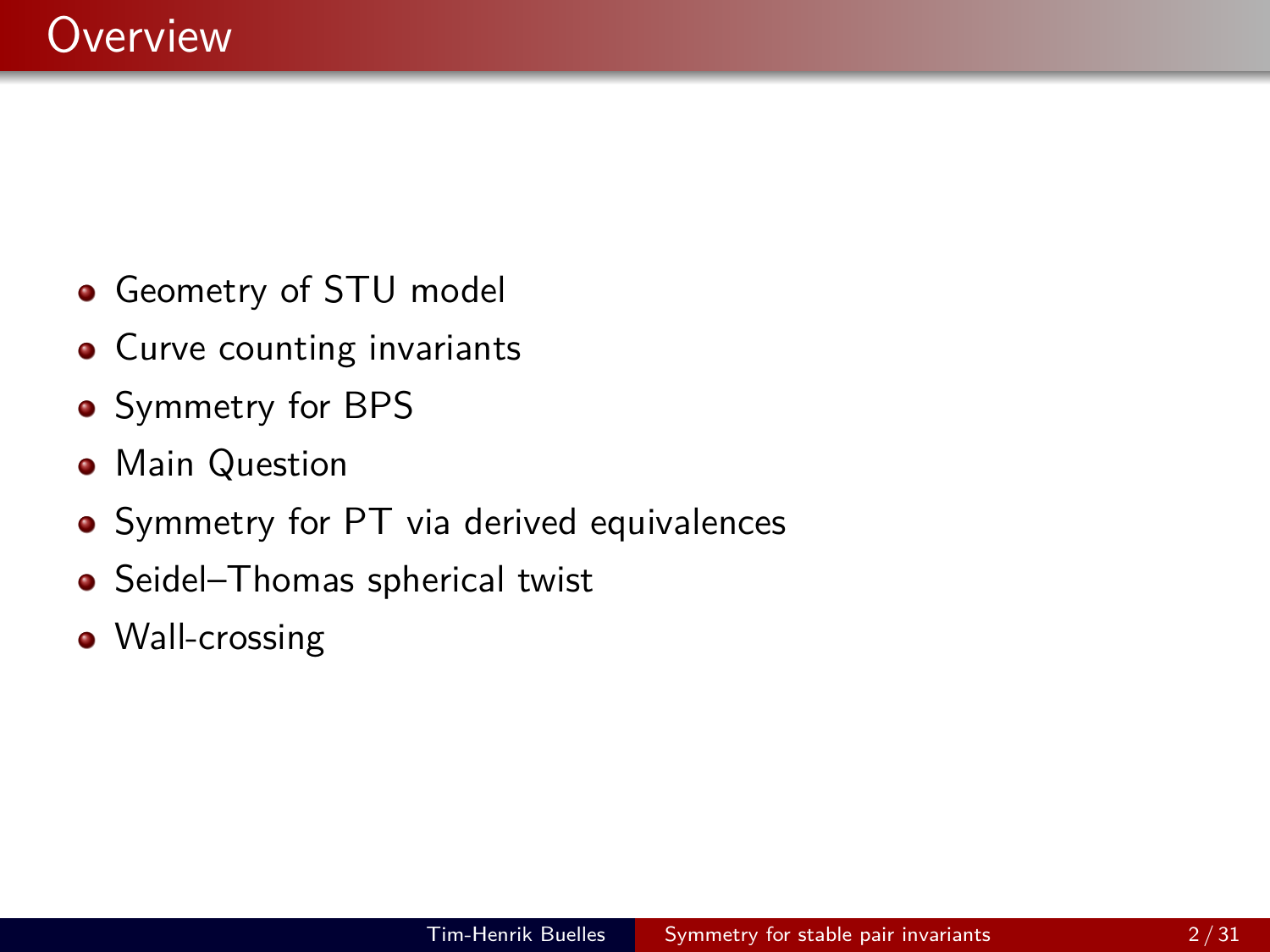# Overview

- Geometry of STU model
- Curve counting invariants
- Symmetry for BPS
- Main Question
- Symmetry for PT via derived equivalences
- Seidel–Thomas spherical twist
- Wall-crossing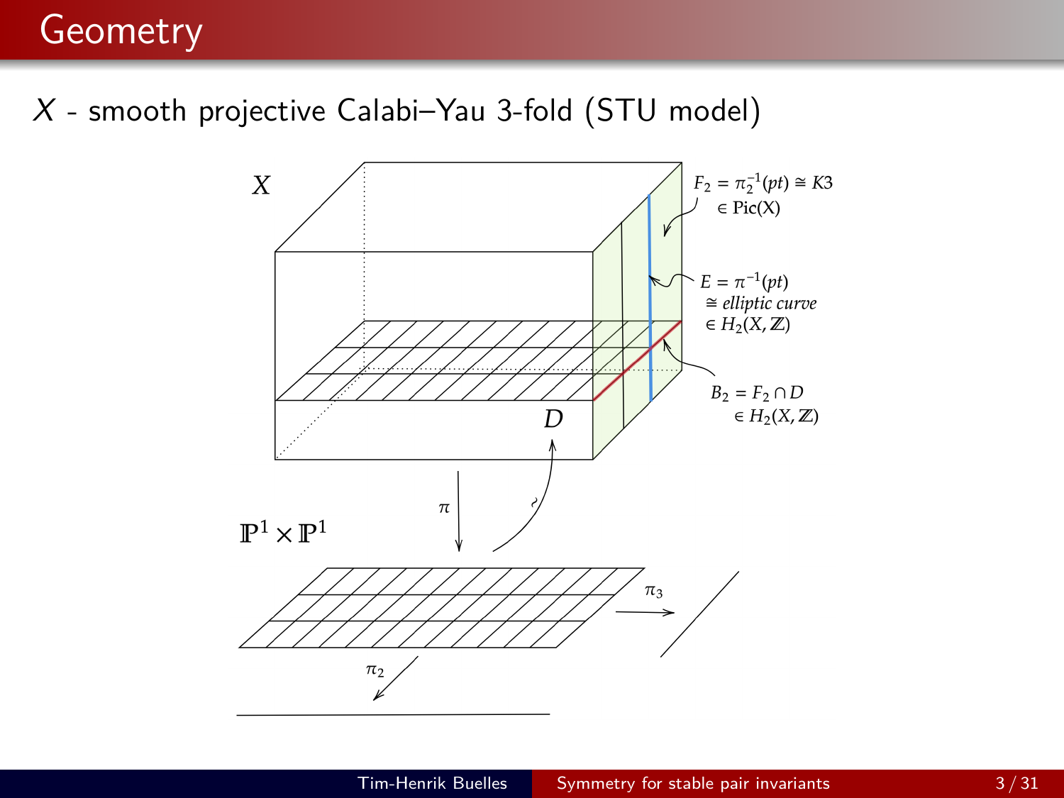# Geometry

$X$ - smooth projective Calabi–Yau 3-fold (STU model)

$X$

$F_2 = \pi_2^{-1}(pt) \cong K3 \in \mathrm{Pic}(X)$

$E = \pi^{-1}(pt) \cong$ *elliptic curve* $\in H_2(X, \mathbb{Z})$

$B_2 = F_2 \cap D \in H_2(X, \mathbb{Z})$

$D$

$\pi$

$\sim$

$\mathbb{P}^1 \times \mathbb{P}^1$

$\pi_3$

$\pi_2$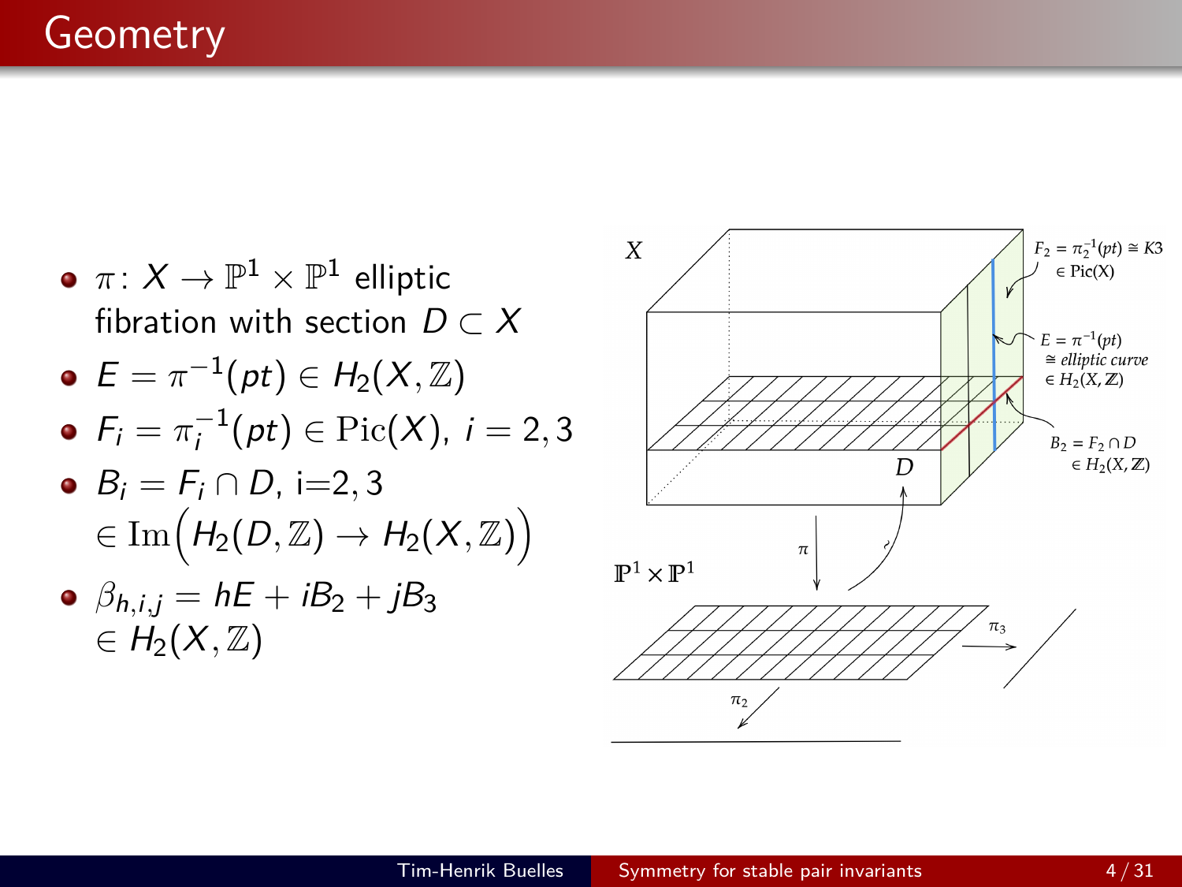# Geometry

- $\pi\colon X \to \mathbb{P}^1 \times \mathbb{P}^1$ elliptic fibration with section $D \subset X$
- $E = \pi^{-1}(pt) \in H_2(X, \mathbb{Z})$
- $F_i = \pi_i^{-1}(pt) \in \mathrm{Pic}(X)$, $i = 2, 3$
- $B_i = F_i \cap D$, i=2, 3 $\in \mathrm{Im}\Big(H_2(D, \mathbb{Z}) \to H_2(X, \mathbb{Z})\Big)$
- $\beta_{h,i,j} = hE + iB_2 + jB_3 \in H_2(X, \mathbb{Z})$

$X$

$F_2 = \pi_2^{-1}(pt) \cong K3 \in \mathrm{Pic(X)}$

$E = \pi^{-1}(pt) \cong$ *elliptic curve* $\in H_2(X, \mathbb{Z})$

$B_2 = F_2 \cap D \in H_2(X, \mathbb{Z})$

$D$

$\pi$

$\mathbb{P}^1 \times \mathbb{P}^1$

$\pi_3$

$\pi_2$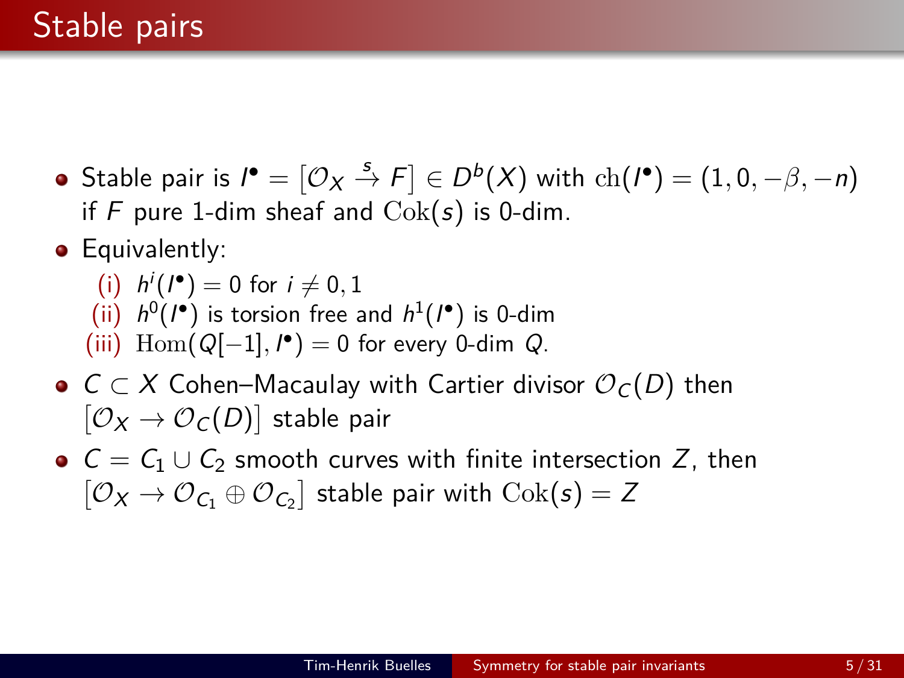# Stable pairs

- Stable pair is $I^\bullet = [\mathcal{O}_X \xrightarrow{s} F] \in D^b(X)$ with $\mathrm{ch}(I^\bullet) = (1, 0, -\beta, -n)$ if $F$ pure 1-dim sheaf and $\mathrm{Cok}(s)$ is 0-dim.
- Equivalently:
  - (i) $h^i(I^\bullet) = 0$ for $i \neq 0, 1$
  - (ii) $h^0(I^\bullet)$ is torsion free and $h^1(I^\bullet)$ is 0-dim
  - (iii) $\mathrm{Hom}(Q[-1], I^\bullet) = 0$ for every 0-dim $Q$.
- $C \subset X$ Cohen–Macaulay with Cartier divisor $\mathcal{O}_C(D)$ then $[\mathcal{O}_X \to \mathcal{O}_C(D)]$ stable pair
- $C = C_1 \cup C_2$ smooth curves with finite intersection $Z$, then $[\mathcal{O}_X \to \mathcal{O}_{C_1} \oplus \mathcal{O}_{C_2}]$ stable pair with $\mathrm{Cok}(s) = Z$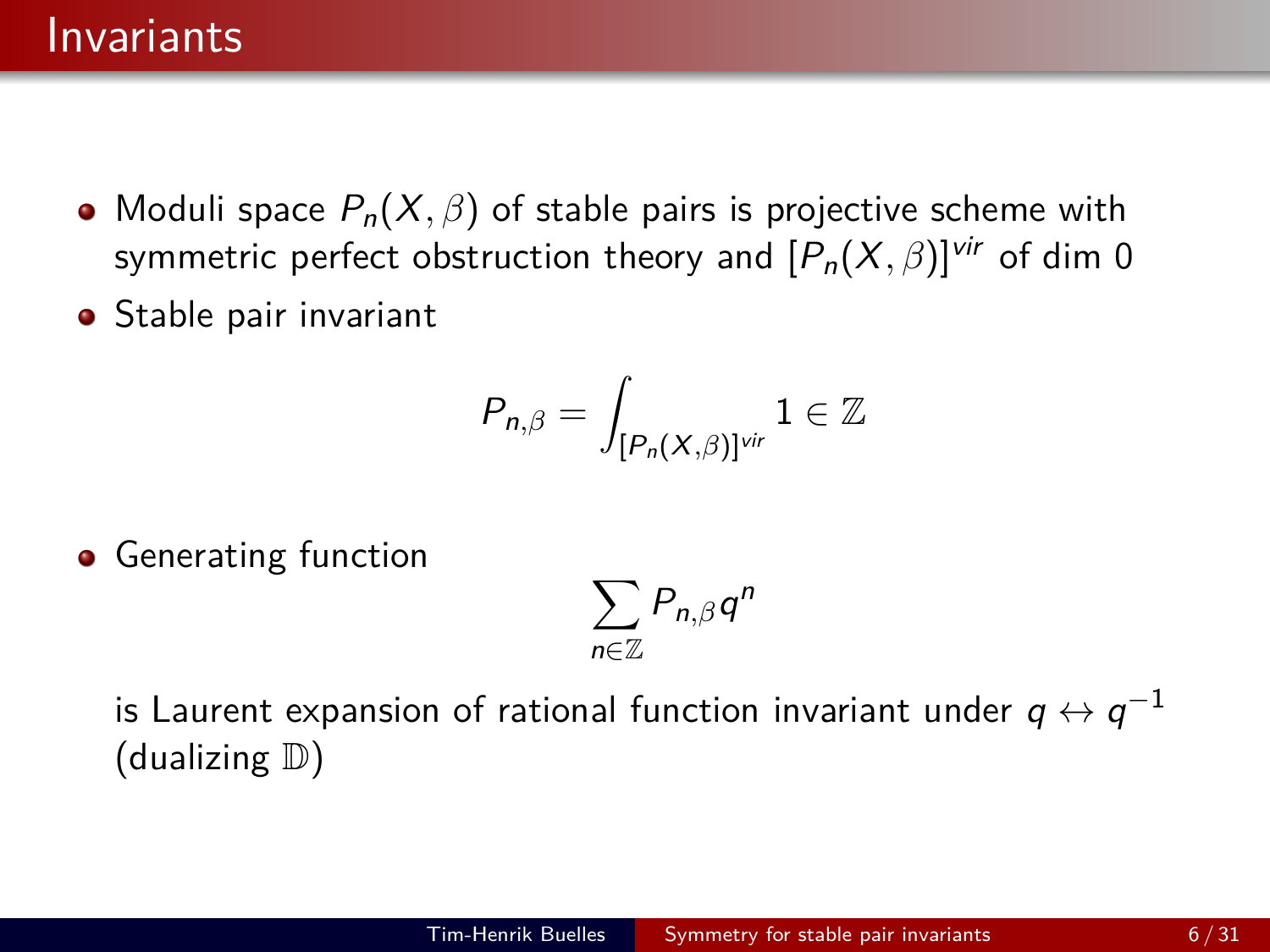# Invariants

- Moduli space $P_n(X, \beta)$ of stable pairs is projective scheme with symmetric perfect obstruction theory and $[P_n(X,\beta)]^{vir}$ of dim 0
- Stable pair invariant

$$P_{n,\beta} = \int_{[P_n(X,\beta)]^{vir}} 1 \in \mathbb{Z}$$

- Generating function

$$\sum_{n \in \mathbb{Z}} P_{n,\beta} q^n$$

  is Laurent expansion of rational function invariant under $q \leftrightarrow q^{-1}$ (dualizing $\mathbb{D}$)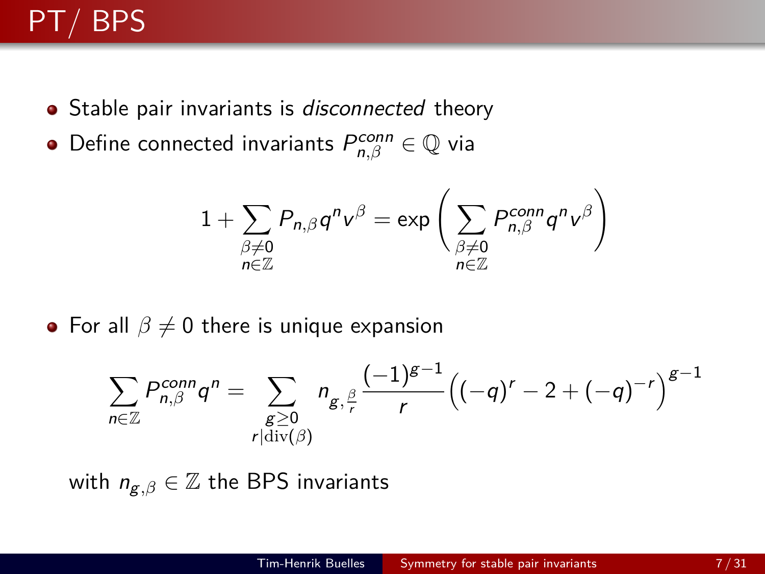# PT/ BPS

- Stable pair invariants is *disconnected* theory
- Define connected invariants $P^{conn}_{n,\beta} \in \mathbb{Q}$ via

$$1 + \sum_{\substack{\beta \neq 0 \\ n \in \mathbb{Z}}} P_{n,\beta} q^n v^\beta = \exp\left( \sum_{\substack{\beta \neq 0 \\ n \in \mathbb{Z}}} P^{conn}_{n,\beta} q^n v^\beta \right)$$

- For all $\beta \neq 0$ there is unique expansion

$$\sum_{n \in \mathbb{Z}} P^{conn}_{n,\beta} q^n = \sum_{\substack{g \geq 0 \\ r \mid \mathrm{div}(\beta)}} n_{g,\frac{\beta}{r}} \frac{(-1)^{g-1}}{r} \Big( (-q)^r - 2 + (-q)^{-r} \Big)^{g-1}$$

with $n_{g,\beta} \in \mathbb{Z}$ the BPS invariants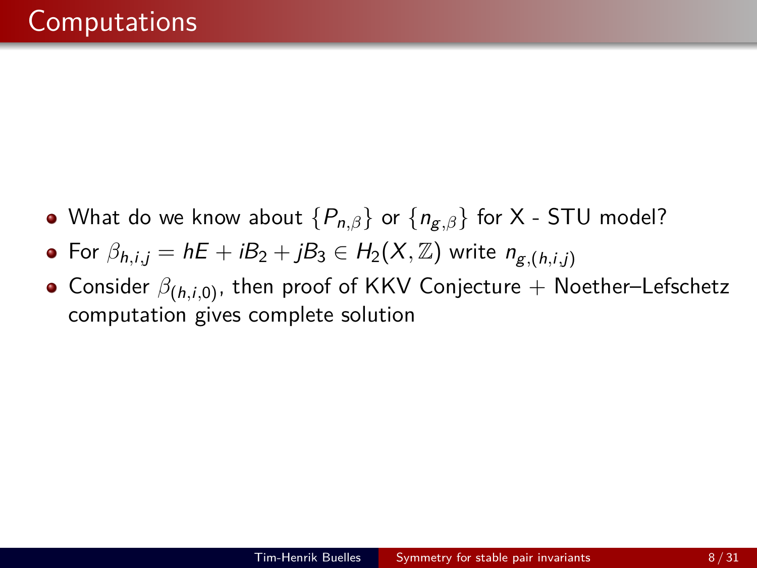# Computations

- What do we know about $\{P_{n,\beta}\}$ or $\{n_{g,\beta}\}$ for X - STU model?
- For $\beta_{h,i,j} = hE + iB_2 + jB_3 \in H_2(X, \mathbb{Z})$ write $n_{g,(h,i,j)}$
- Consider $\beta_{(h,i,0)}$, then proof of KKV Conjecture + Noether–Lefschetz computation gives complete solution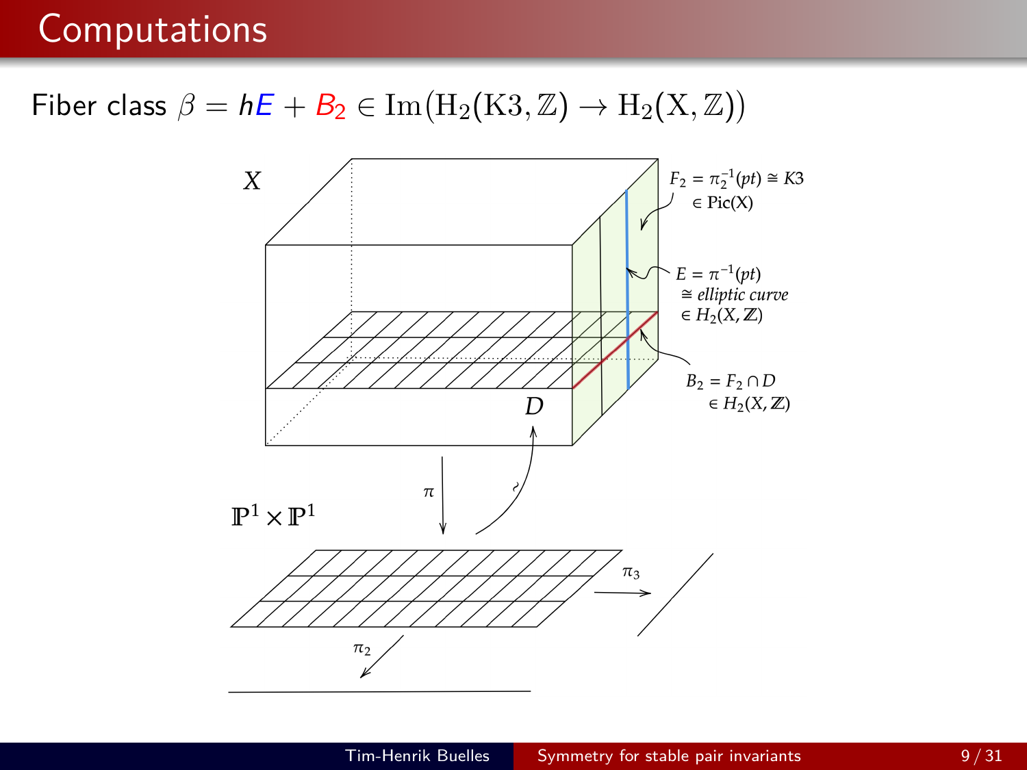# Computations

Fiber class $\beta = hE + B_2 \in \mathrm{Im}(\mathrm{H}_2(\mathrm{K3}, \mathbb{Z}) \to \mathrm{H}_2(\mathrm{X}, \mathbb{Z}))$

$X$

$F_2 = \pi_2^{-1}(pt) \cong K3$
$\in \mathrm{Pic(X)}$

$E = \pi^{-1}(pt)$
$\cong$ *elliptic curve*
$\in H_2(X, \mathbb{Z})$

$B_2 = F_2 \cap D$
$\in H_2(X, \mathbb{Z})$

$D$

$\pi$

$\sim$

$\mathbb{P}^1 \times \mathbb{P}^1$

$\pi_3$

$\pi_2$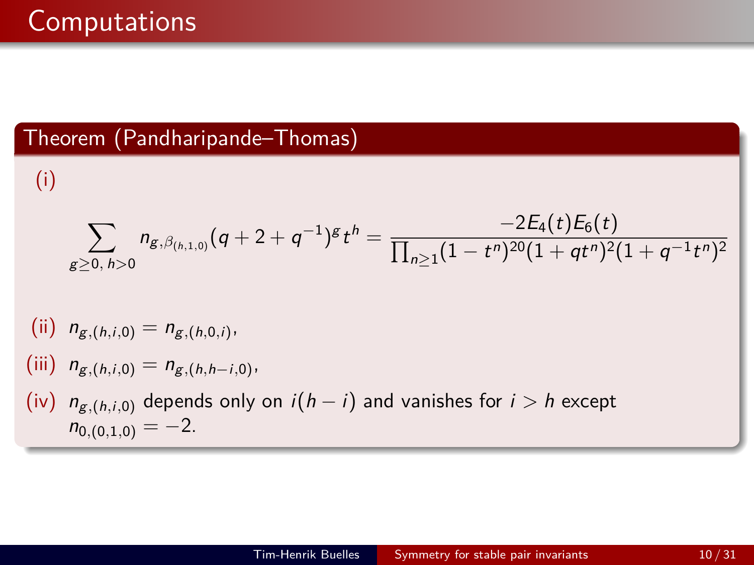# Computations

## Theorem (Pandharipande–Thomas)

(i)

$$\sum_{g\geq 0,\, h>0} n_{g,\beta_{(h,1,0)}}(q+2+q^{-1})^g t^h = \frac{-2E_4(t)E_6(t)}{\prod_{n\geq 1}(1-t^n)^{20}(1+qt^n)^2(1+q^{-1}t^n)^2}$$

(ii) $n_{g,(h,i,0)} = n_{g,(h,0,i)}$,

(iii) $n_{g,(h,i,0)} = n_{g,(h,h-i,0)}$,

(iv) $n_{g,(h,i,0)}$ depends only on $i(h-i)$ and vanishes for $i > h$ except $n_{0,(0,1,0)} = -2$.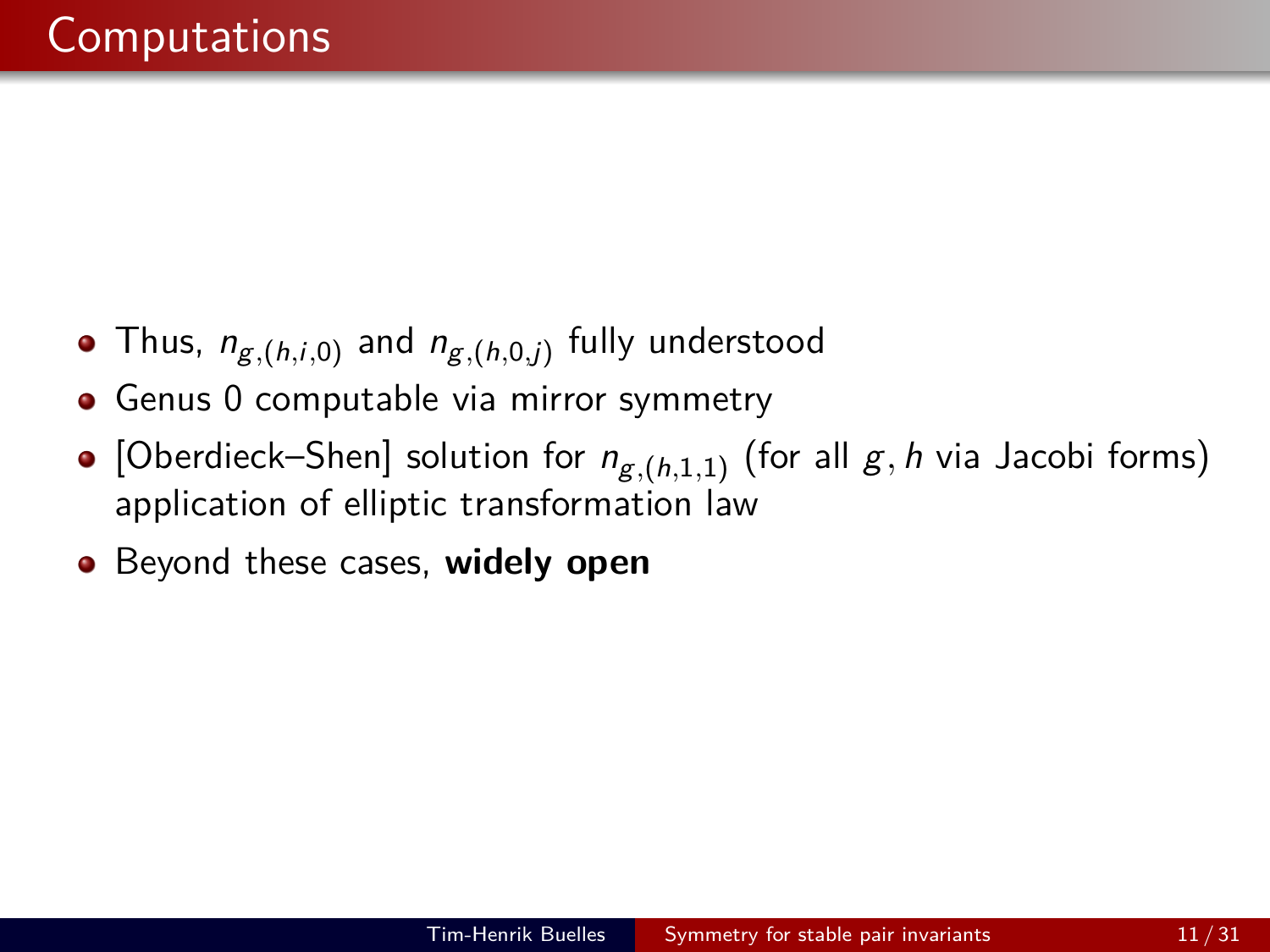# Computations

- Thus, $n_{g,(h,i,0)}$ and $n_{g,(h,0,j)}$ fully understood
- Genus 0 computable via mirror symmetry
- [Oberdieck–Shen] solution for $n_{g,(h,1,1)}$ (for all $g, h$ via Jacobi forms) application of elliptic transformation law
- Beyond these cases, **widely open**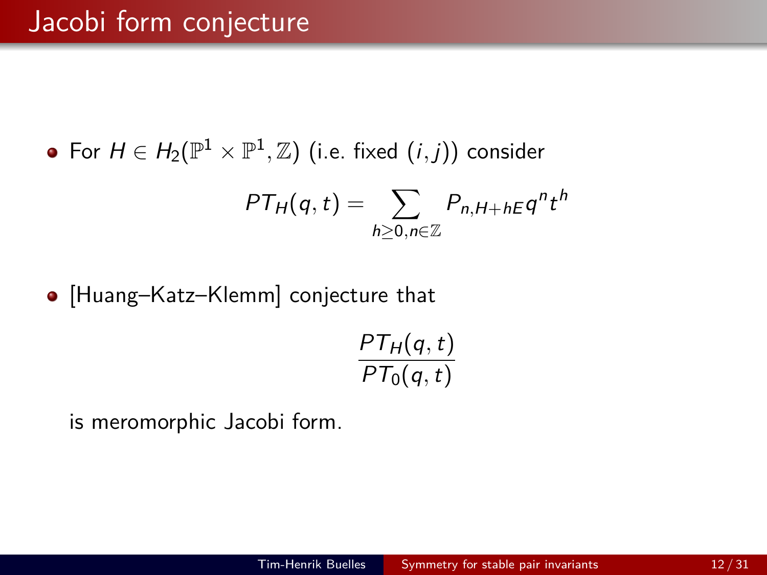# Jacobi form conjecture

- For $H \in H_2(\mathbb{P}^1 \times \mathbb{P}^1, \mathbb{Z})$ (i.e. fixed $(i,j)$) consider

$$PT_H(q,t) = \sum_{h \geq 0, n \in \mathbb{Z}} P_{n,H+hE} q^n t^h$$

- [Huang–Katz–Klemm] conjecture that

$$\frac{PT_H(q,t)}{PT_0(q,t)}$$

  is meromorphic Jacobi form.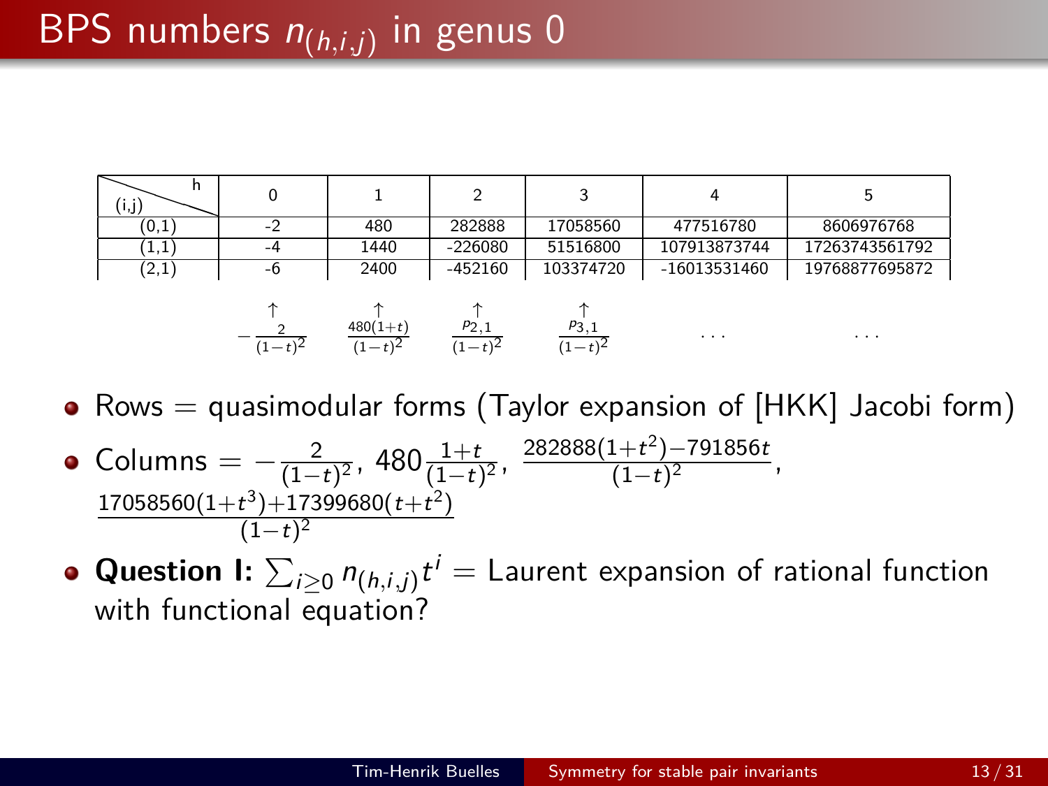# BPS numbers $n_{(h,i,j)}$ in genus 0

| (i,j) \ h | 0 | 1 | 2 | 3 | 4 | 5 |
|---|---|---|---|---|---|---|
| (0,1) | -2 | 480 | 282888 | 17058560 | 477516780 | 8606976768 |
| (1,1) | -4 | 1440 | -226080 | 51516800 | 107913873744 | 17263743561792 |
| (2,1) | -6 | 2400 | -452160 | 103374720 | -16013531460 | 19768877695872 |
| | ↑ | ↑ | ↑ | ↑ | | |
| | $-\frac{2}{(1-t)^2}$ | $\frac{480(1+t)}{(1-t)^2}$ | $\frac{p_{2,1}}{(1-t)^2}$ | $\frac{p_{3,1}}{(1-t)^2}$ | ... | ... |

- Rows = quasimodular forms (Taylor expansion of [HKK] Jacobi form)
- Columns = $-\frac{2}{(1-t)^2}$, $480\frac{1+t}{(1-t)^2}$, $\frac{282888(1+t^2)-791856t}{(1-t)^2}$, $\frac{17058560(1+t^3)+17399680(t+t^2)}{(1-t)^2}$
- **Question I:** $\sum_{i\geq 0} n_{(h,i,j)}t^i$ = Laurent expansion of rational function with functional equation?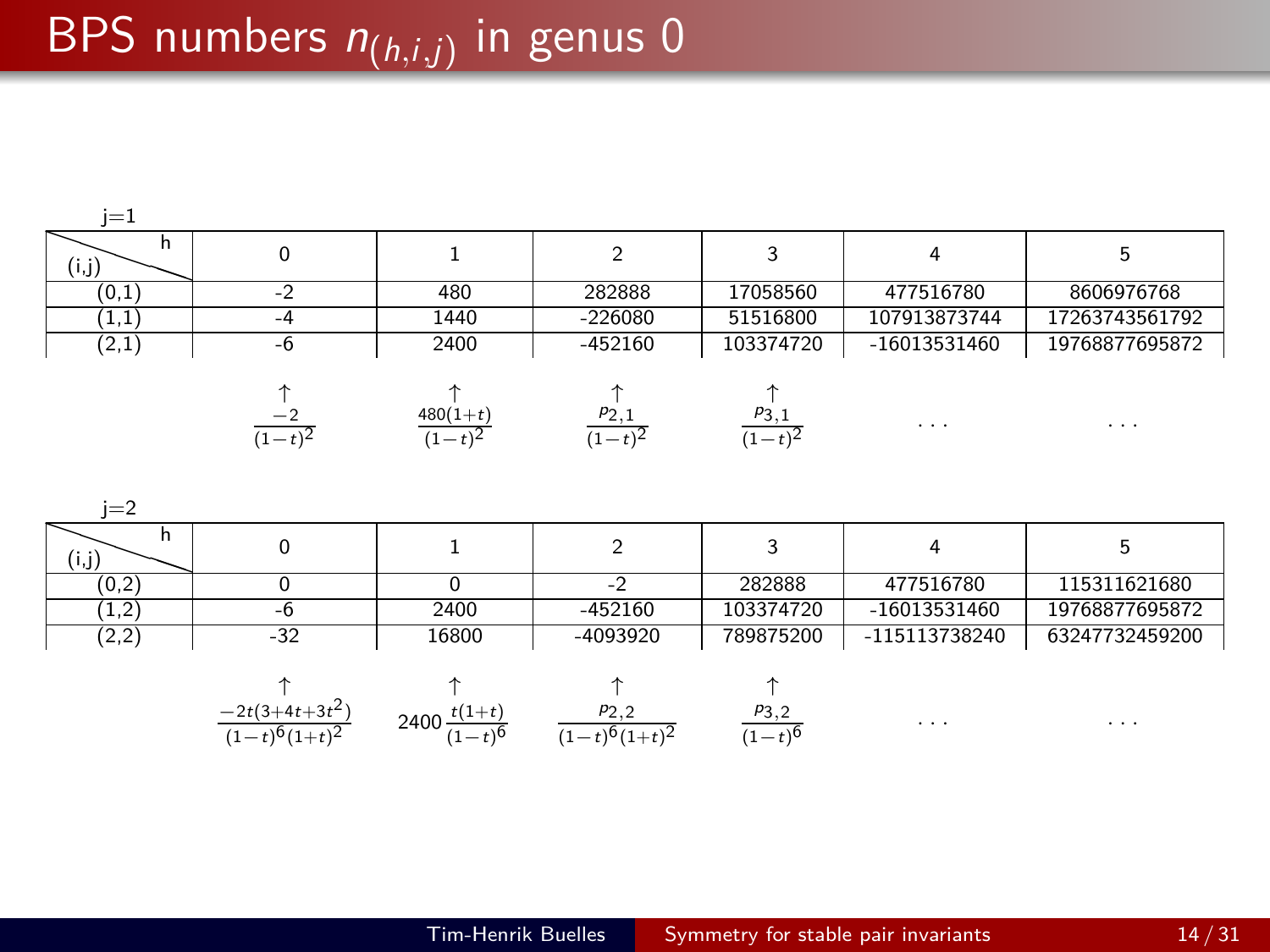# BPS numbers $n_{(h,i,j)}$ in genus 0

j=1

| (i,j) \ h | 0 | 1 | 2 | 3 | 4 | 5 |
|---|---|---|---|---|---|---|
| (0,1) | -2 | 480 | 282888 | 17058560 | 477516780 | 8606976768 |
| (1,1) | -4 | 1440 | -226080 | 51516800 | 107913873744 | 17263743561792 |
| (2,1) | -6 | 2400 | -452160 | 103374720 | -16013531460 | 19768877695872 |
| | ↑ | ↑ | ↑ | ↑ | | |
| | $\frac{-2}{(1-t)^2}$ | $\frac{480(1+t)}{(1-t)^2}$ | $\frac{p_{2,1}}{(1-t)^2}$ | $\frac{p_{3,1}}{(1-t)^2}$ | ... | ... |

j=2

| (i,j) \ h | 0 | 1 | 2 | 3 | 4 | 5 |
|---|---|---|---|---|---|---|
| (0,2) | 0 | 0 | -2 | 282888 | 477516780 | 115311621680 |
| (1,2) | -6 | 2400 | -452160 | 103374720 | -16013531460 | 19768877695872 |
| (2,2) | -32 | 16800 | -4093920 | 789875200 | -115113738240 | 63247732459200 |
| | ↑ | ↑ | ↑ | ↑ | | |
| | $\frac{-2t(3+4t+3t^2)}{(1-t)^6(1+t)^2}$ | $2400\frac{t(1+t)}{(1-t)^6}$ | $\frac{p_{2,2}}{(1-t)^6(1+t)^2}$ | $\frac{p_{3,2}}{(1-t)^6}$ | ... | ... |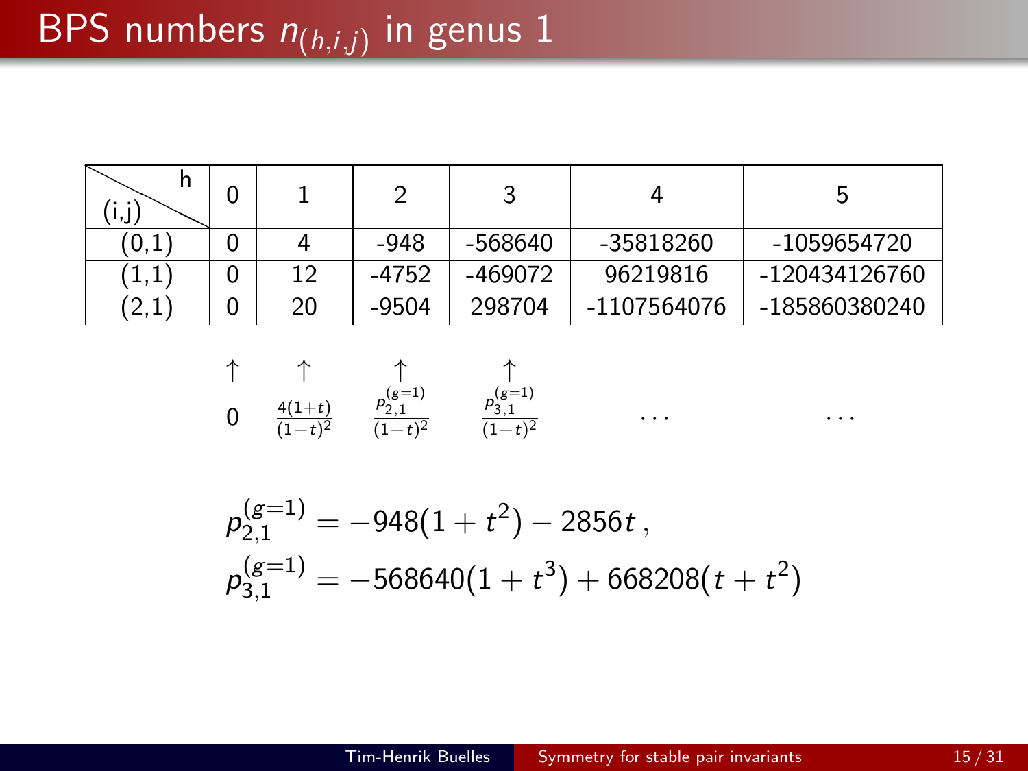# BPS numbers $n_{(h,i,j)}$ in genus 1

| (i,j) \ h | 0 | 1 | 2 | 3 | 4 | 5 |
|---|---|---|---|---|---|---|
| (0,1) | 0 | 4 | -948 | -568640 | -35818260 | -1059654720 |
| (1,1) | 0 | 12 | -4752 | -469072 | 96219816 | -120434126760 |
| (2,1) | 0 | 20 | -9504 | 298704 | -1107564076 | -185860380240 |
| | ↑ | ↑ | ↑ | ↑ | | |
| | $0$ | $\frac{4(1+t)}{(1-t)^2}$ | $\frac{p_{2,1}^{(g=1)}}{(1-t)^2}$ | $\frac{p_{3,1}^{(g=1)}}{(1-t)^2}$ | $\cdots$ | $\cdots$ |

$$p_{2,1}^{(g=1)} = -948(1+t^2) - 2856t\,,$$

$$p_{3,1}^{(g=1)} = -568640(1+t^3) + 668208(t+t^2)$$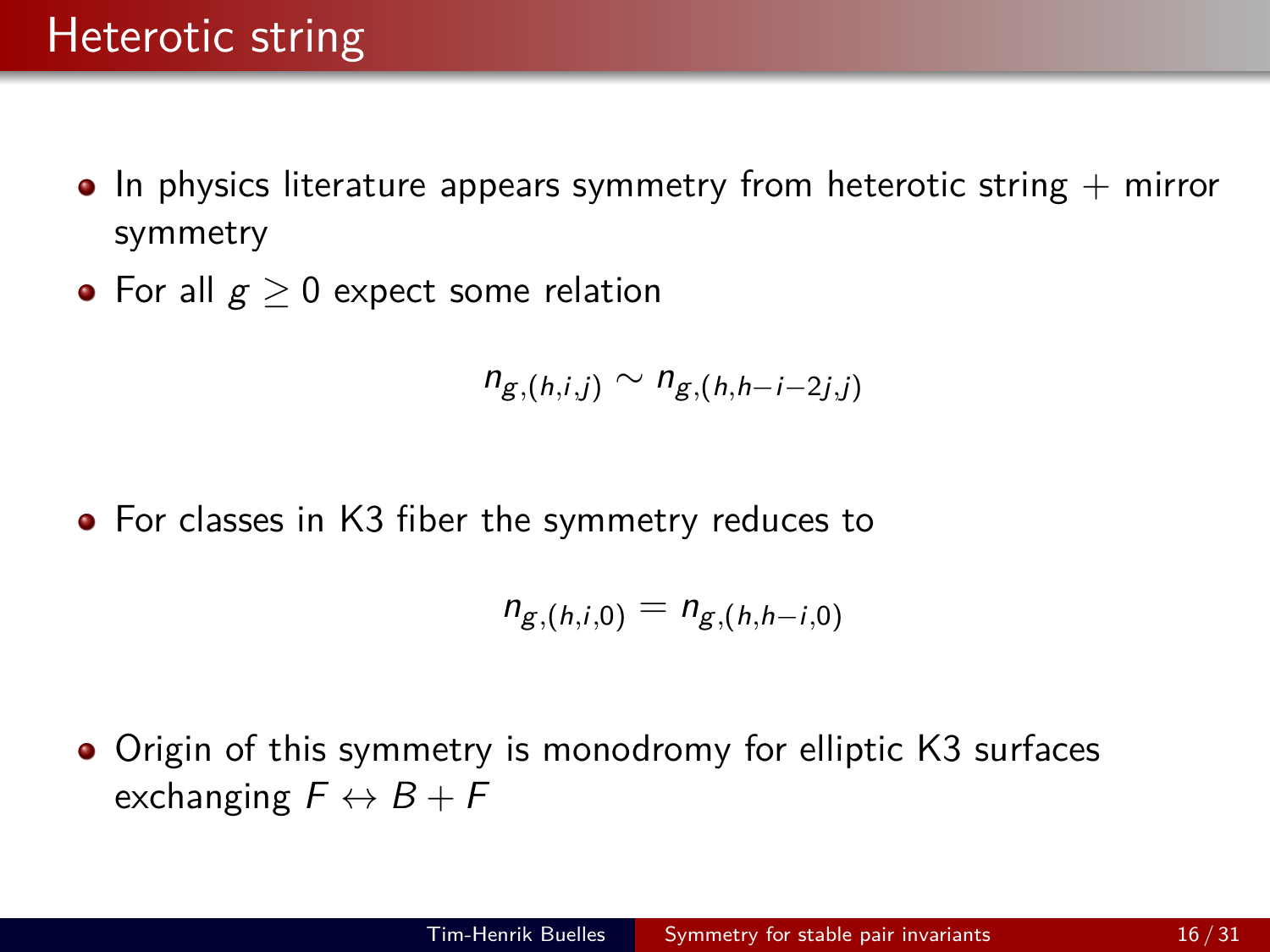# Heterotic string

- In physics literature appears symmetry from heterotic string + mirror symmetry
- For all $g \geq 0$ expect some relation

$$n_{g,(h,i,j)} \sim n_{g,(h,h-i-2j,j)}$$

- For classes in K3 fiber the symmetry reduces to

$$n_{g,(h,i,0)} = n_{g,(h,h-i,0)}$$

- Origin of this symmetry is monodromy for elliptic K3 surfaces exchanging $F \leftrightarrow B + F$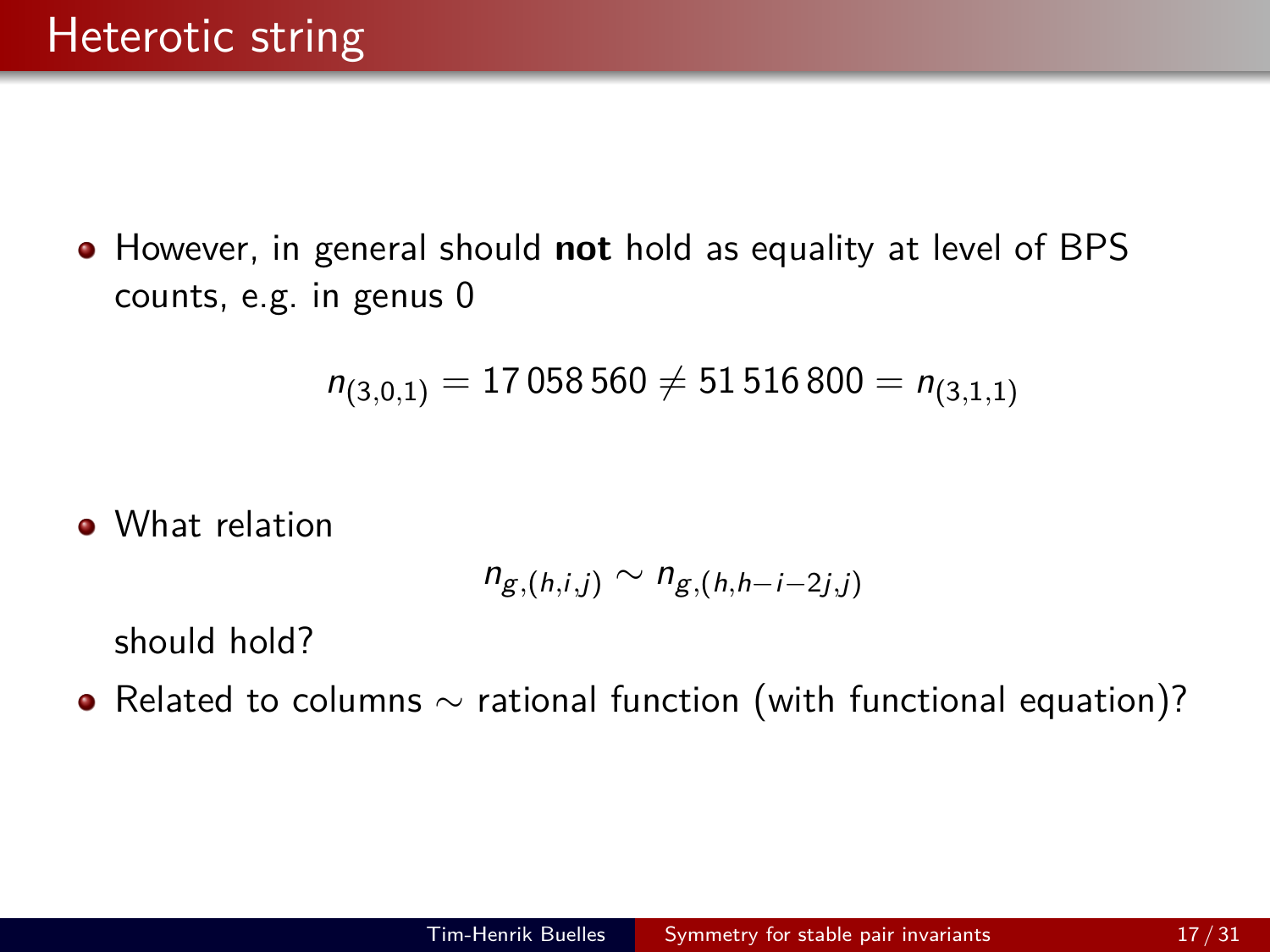# Heterotic string

- However, in general should **not** hold as equality at level of BPS counts, e.g. in genus 0

$$n_{(3,0,1)} = 17\,058\,560 \neq 51\,516\,800 = n_{(3,1,1)}$$

- What relation

$$n_{g,(h,i,j)} \sim n_{g,(h,h-i-2j,j)}$$

  should hold?
- Related to columns $\sim$ rational function (with functional equation)?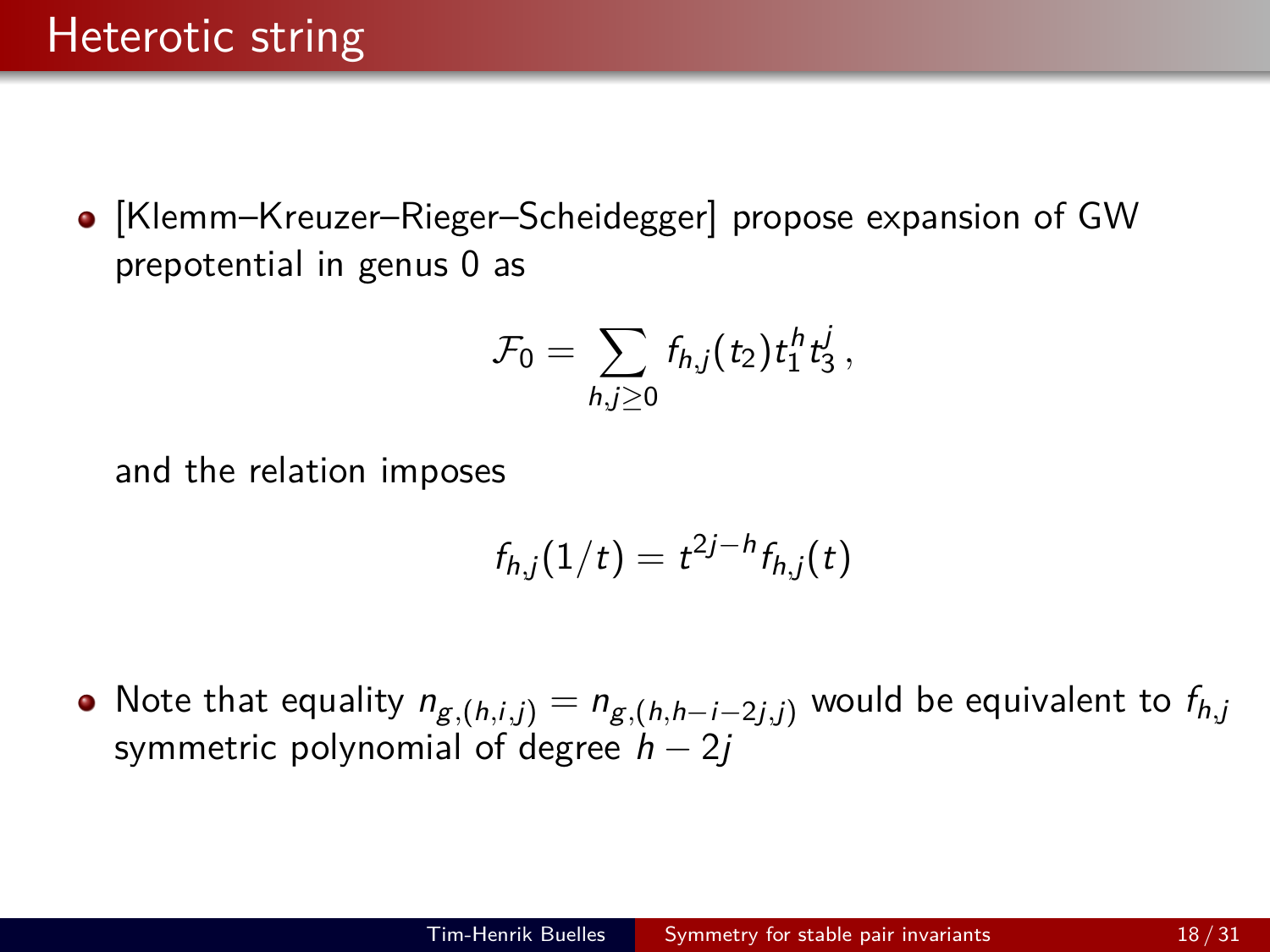# Heterotic string

- [Klemm–Kreuzer–Rieger–Scheidegger] propose expansion of GW prepotential in genus 0 as

$$\mathcal{F}_0 = \sum_{h,j \geq 0} f_{h,j}(t_2) t_1^h t_3^j \,,$$

and the relation imposes

$$f_{h,j}(1/t) = t^{2j-h} f_{h,j}(t)$$

- Note that equality $n_{g,(h,i,j)} = n_{g,(h,h-i-2j,j)}$ would be equivalent to $f_{h,j}$ symmetric polynomial of degree $h - 2j$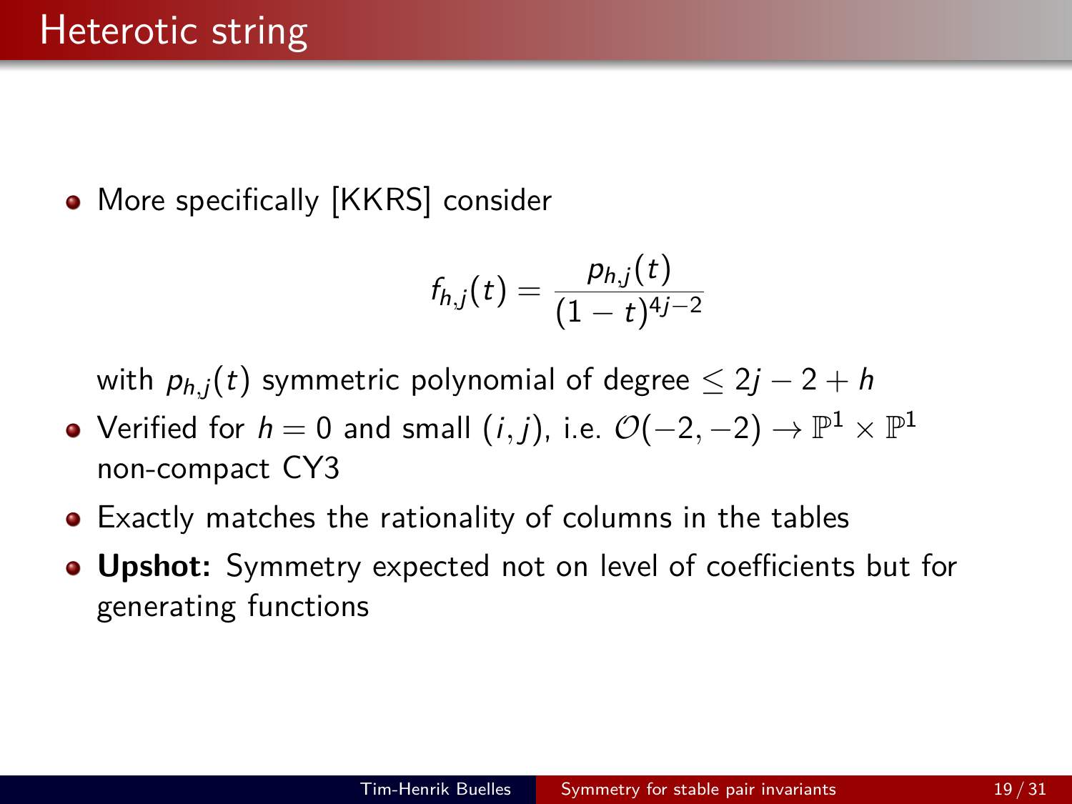# Heterotic string

- More specifically [KKRS] consider

$$f_{h,j}(t) = \frac{p_{h,j}(t)}{(1-t)^{4j-2}}$$

  with $p_{h,j}(t)$ symmetric polynomial of degree $\leq 2j - 2 + h$

- Verified for $h = 0$ and small $(i, j)$, i.e. $\mathcal{O}(-2,-2) \to \mathbb{P}^1 \times \mathbb{P}^1$ non-compact CY3
- Exactly matches the rationality of columns in the tables
- **Upshot:** Symmetry expected not on level of coefficients but for generating functions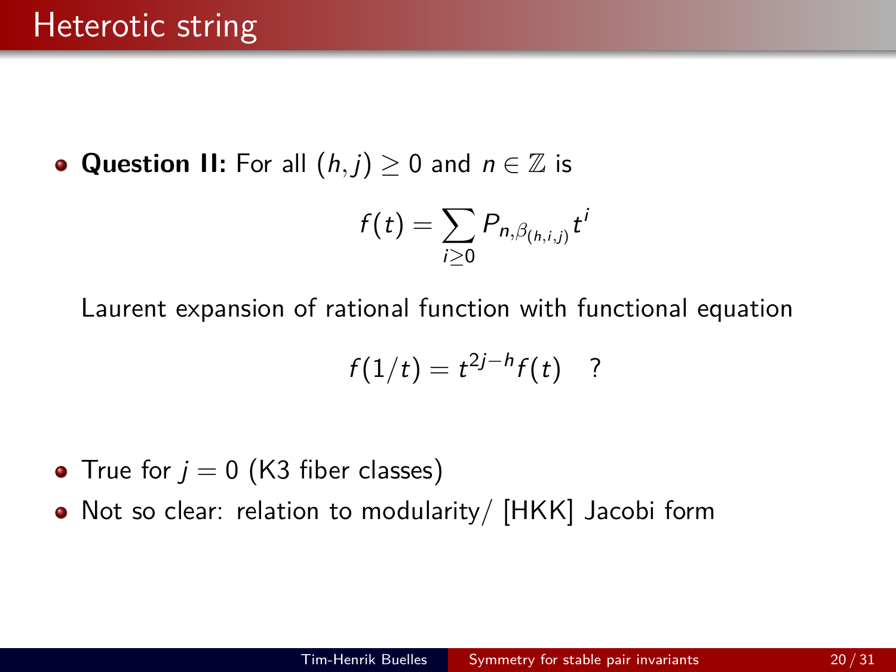# Heterotic string

- **Question II:** For all $(h, j) \geq 0$ and $n \in \mathbb{Z}$ is

$$f(t) = \sum_{i \geq 0} P_{n, \beta_{(h,i,j)}} t^i$$

Laurent expansion of rational function with functional equation

$$f(1/t) = t^{2j-h} f(t) \quad ?$$

- True for $j = 0$ (K3 fiber classes)
- Not so clear: relation to modularity/ [HKK] Jacobi form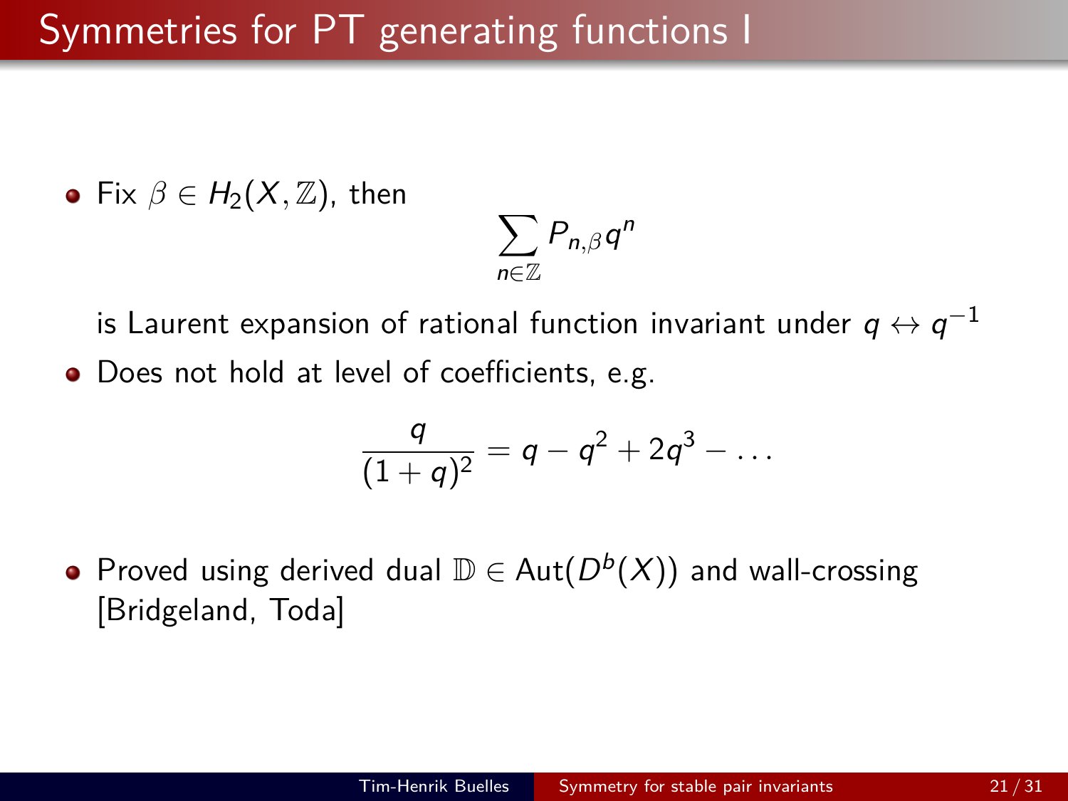# Symmetries for PT generating functions I

- Fix $\beta \in H_2(X, \mathbb{Z})$, then

$$\sum_{n \in \mathbb{Z}} P_{n,\beta} q^n$$

  is Laurent expansion of rational function invariant under $q \leftrightarrow q^{-1}$

- Does not hold at level of coefficients, e.g.

$$\frac{q}{(1+q)^2} = q - q^2 + 2q^3 - \dots$$

- Proved using derived dual $\mathbb{D} \in \mathrm{Aut}(D^b(X))$ and wall-crossing [Bridgeland, Toda]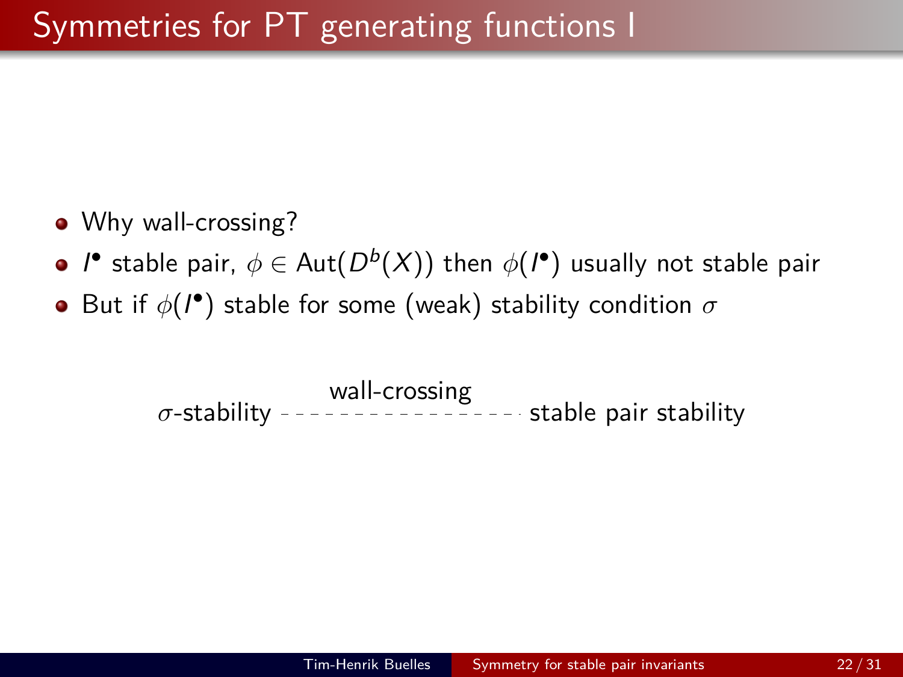# Symmetries for PT generating functions I

- Why wall-crossing?
- $I^\bullet$ stable pair, $\phi \in \mathrm{Aut}(D^b(X))$ then $\phi(I^\bullet)$ usually not stable pair
- But if $\phi(I^\bullet)$ stable for some (weak) stability condition $\sigma$

$\sigma$-stability - - - - - wall-crossing - - - - - stable pair stability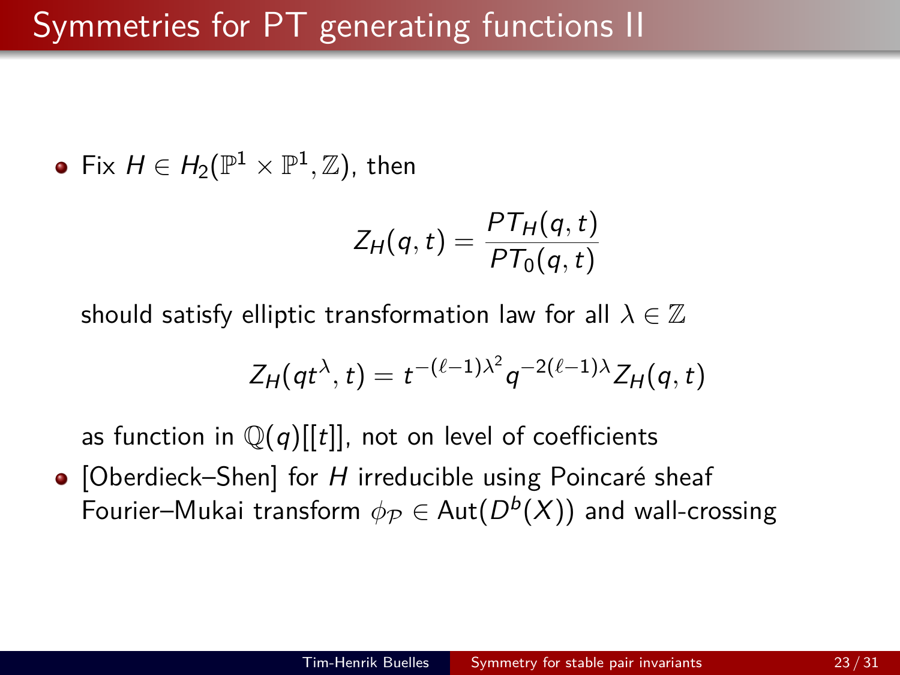# Symmetries for PT generating functions II

- Fix $H \in H_2(\mathbb{P}^1 \times \mathbb{P}^1, \mathbb{Z})$, then

  $$Z_H(q,t) = \frac{PT_H(q,t)}{PT_0(q,t)}$$

  should satisfy elliptic transformation law for all $\lambda \in \mathbb{Z}$

  $$Z_H(qt^\lambda, t) = t^{-(\ell-1)\lambda^2} q^{-2(\ell-1)\lambda} Z_H(q,t)$$

  as function in $\mathbb{Q}(q)[[t]]$, not on level of coefficients

- [Oberdieck–Shen] for $H$ irreducible using Poincaré sheaf Fourier–Mukai transform $\phi_{\mathcal{P}} \in \mathrm{Aut}(D^b(X))$ and wall-crossing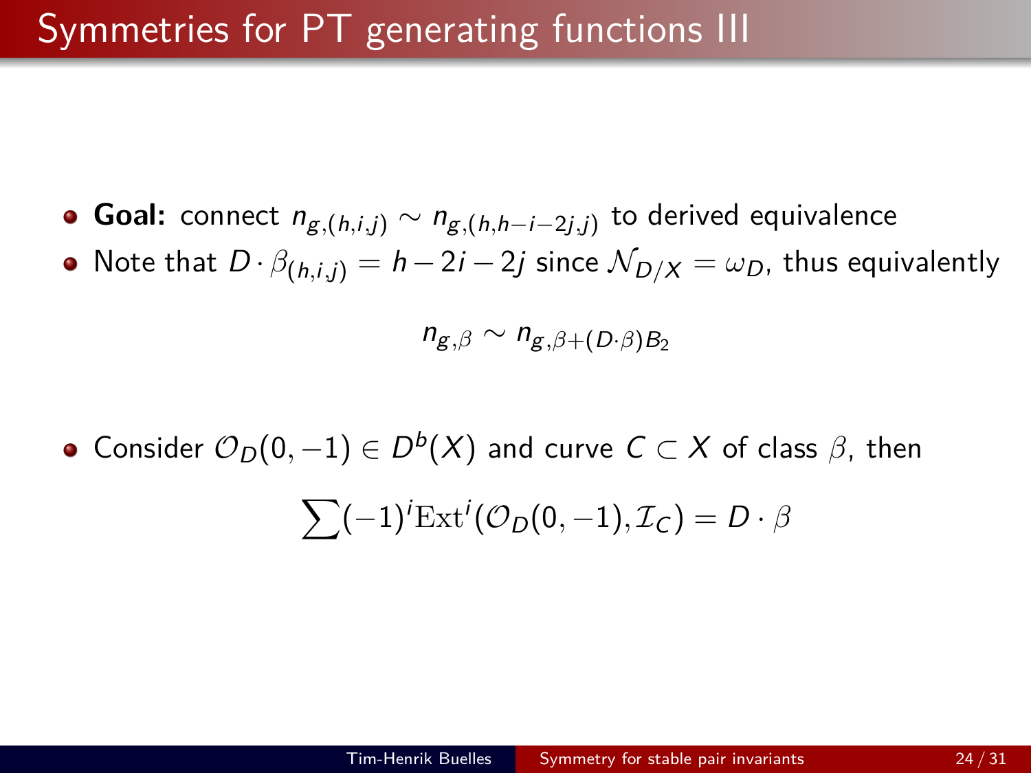# Symmetries for PT generating functions III

- **Goal:** connect $n_{g,(h,i,j)} \sim n_{g,(h,h-i-2j,j)}$ to derived equivalence
- Note that $D \cdot \beta_{(h,i,j)} = h - 2i - 2j$ since $\mathcal{N}_{D/X} = \omega_D$, thus equivalently

$$n_{g,\beta} \sim n_{g,\beta+(D\cdot\beta)B_2}$$

- Consider $\mathcal{O}_D(0,-1) \in D^b(X)$ and curve $C \subset X$ of class $\beta$, then

$$\sum (-1)^i \mathrm{Ext}^i(\mathcal{O}_D(0,-1), \mathcal{I}_C) = D \cdot \beta$$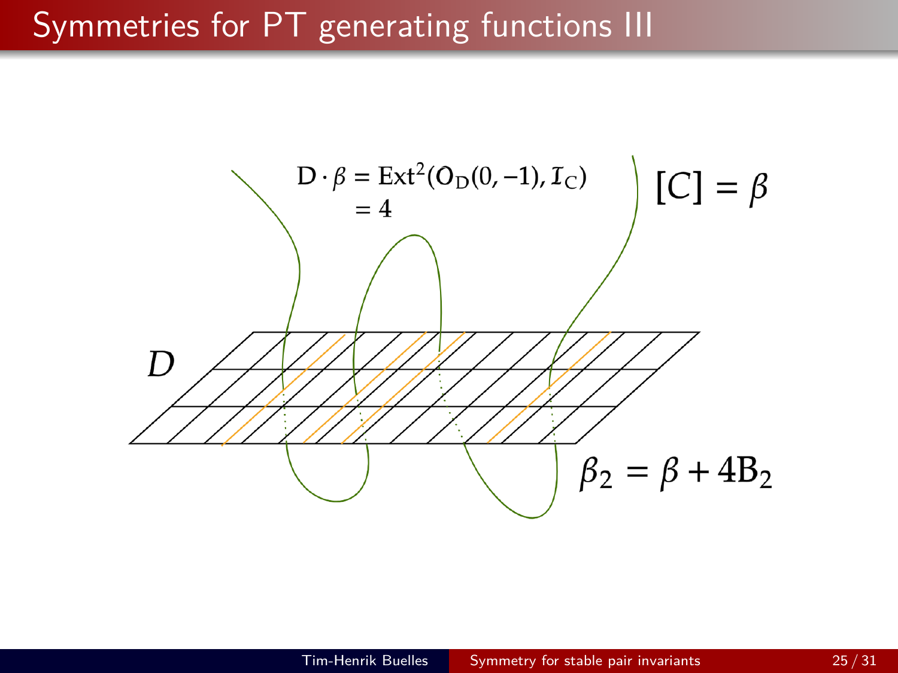# Symmetries for PT generating functions III

$$D \cdot \beta = \mathrm{Ext}^2(\mathcal{O}_D(0,-1), \mathcal{I}_C) = 4$$

$$[C] = \beta$$

$D$

$$\beta_2 = \beta + 4B_2$$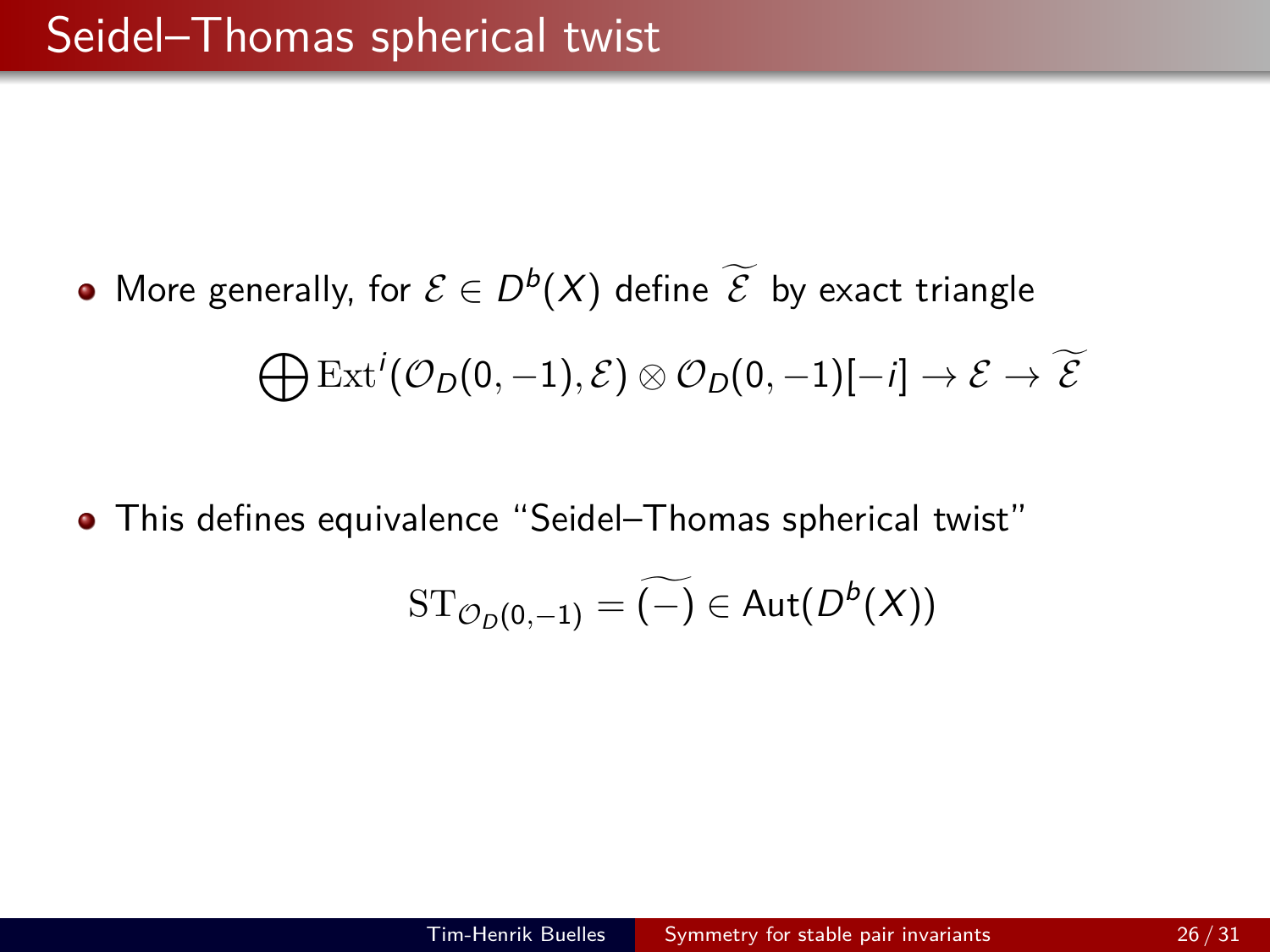# Seidel–Thomas spherical twist

- More generally, for $\mathcal{E} \in D^b(X)$ define $\widetilde{\mathcal{E}}$ by exact triangle

$$\bigoplus \mathrm{Ext}^i(\mathcal{O}_D(0,-1), \mathcal{E}) \otimes \mathcal{O}_D(0,-1)[-i] \to \mathcal{E} \to \widetilde{\mathcal{E}}$$

- This defines equivalence "Seidel–Thomas spherical twist"

$$\mathrm{ST}_{\mathcal{O}_D(0,-1)} = \widetilde{(-)} \in \mathsf{Aut}(D^b(X))$$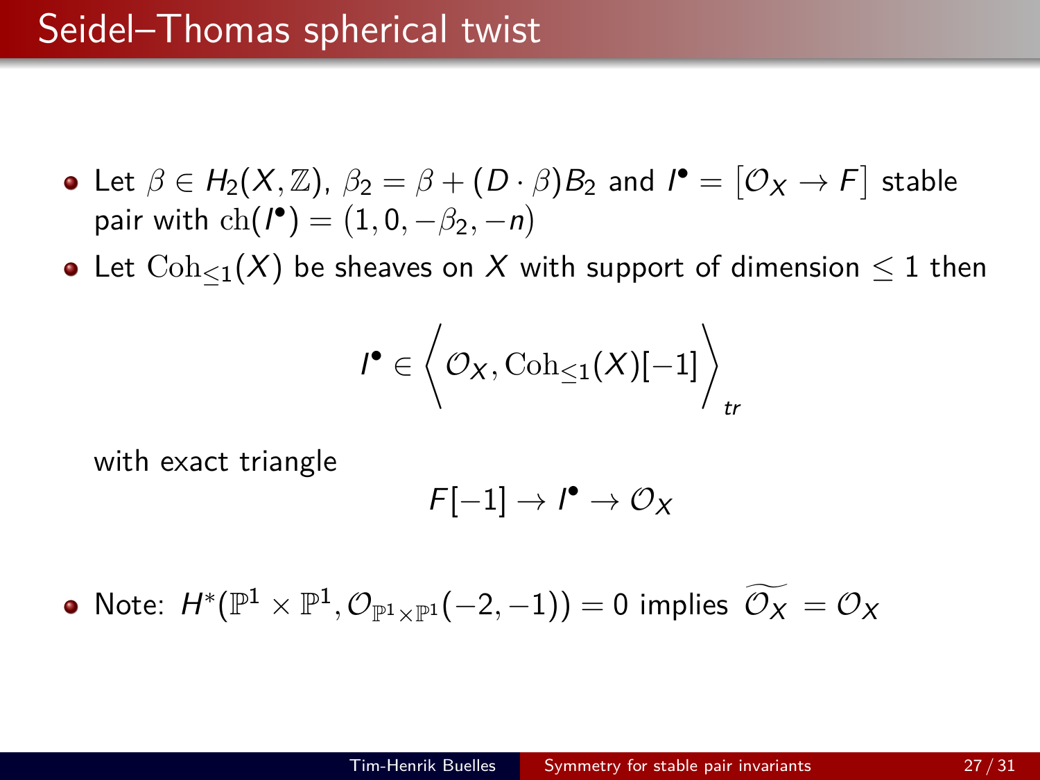# Seidel–Thomas spherical twist

- Let $\beta \in H_2(X, \mathbb{Z})$, $\beta_2 = \beta + (D \cdot \beta) B_2$ and $I^\bullet = \left[\mathcal{O}_X \to F\right]$ stable pair with $\mathrm{ch}(I^\bullet) = (1, 0, -\beta_2, -n)$
- Let $\mathrm{Coh}_{\leq 1}(X)$ be sheaves on $X$ with support of dimension $\leq 1$ then

  $$I^\bullet \in \left\langle \mathcal{O}_X, \mathrm{Coh}_{\leq 1}(X)[-1] \right\rangle_{tr}$$

  with exact triangle

  $$F[-1] \to I^\bullet \to \mathcal{O}_X$$

- Note: $H^*(\mathbb{P}^1 \times \mathbb{P}^1, \mathcal{O}_{\mathbb{P}^1 \times \mathbb{P}^1}(-2, -1)) = 0$ implies $\widetilde{\mathcal{O}_X} = \mathcal{O}_X$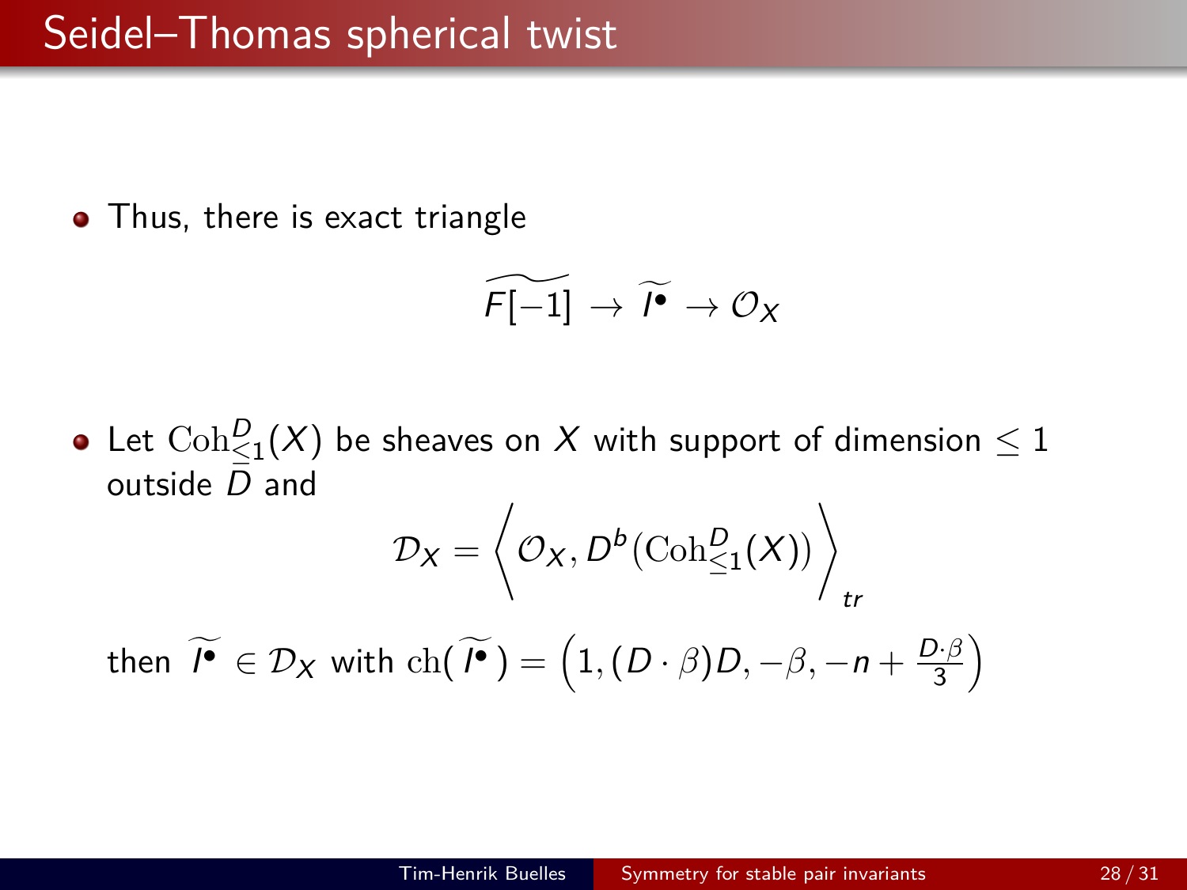# Seidel–Thomas spherical twist

- Thus, there is exact triangle

$$\widetilde{F[-1]} \to \widetilde{I^\bullet} \to \mathcal{O}_X$$

- Let $\mathrm{Coh}^D_{\leq 1}(X)$ be sheaves on $X$ with support of dimension $\leq 1$ outside $D$ and

$$\mathcal{D}_X = \left\langle \mathcal{O}_X, D^b(\mathrm{Coh}^D_{\leq 1}(X)) \right\rangle_{tr}$$

then $\widetilde{I^\bullet} \in \mathcal{D}_X$ with $\mathrm{ch}(\widetilde{I^\bullet}) = \left(1, (D \cdot \beta)D, -\beta, -n + \frac{D \cdot \beta}{3}\right)$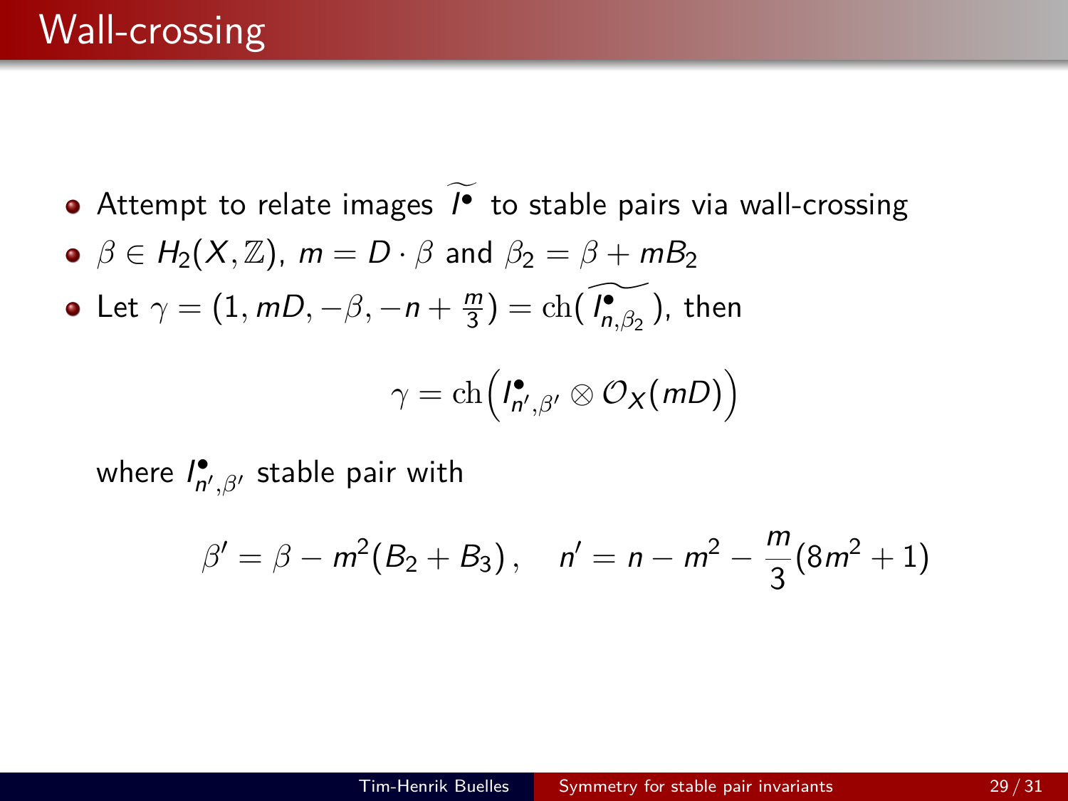# Wall-crossing

- Attempt to relate images $\widetilde{I^\bullet}$ to stable pairs via wall-crossing
- $\beta \in H_2(X, \mathbb{Z})$, $m = D \cdot \beta$ and $\beta_2 = \beta + mB_2$
- Let $\gamma = (1, mD, -\beta, -n + \frac{m}{3}) = \mathrm{ch}(\widetilde{I^\bullet_{n,\beta_2}})$, then

$$\gamma = \mathrm{ch}\Big(I^\bullet_{n',\beta'} \otimes \mathcal{O}_X(mD)\Big)$$

where $I^\bullet_{n',\beta'}$ stable pair with

$$\beta' = \beta - m^2(B_2 + B_3)\,, \quad n' = n - m^2 - \frac{m}{3}(8m^2 + 1)$$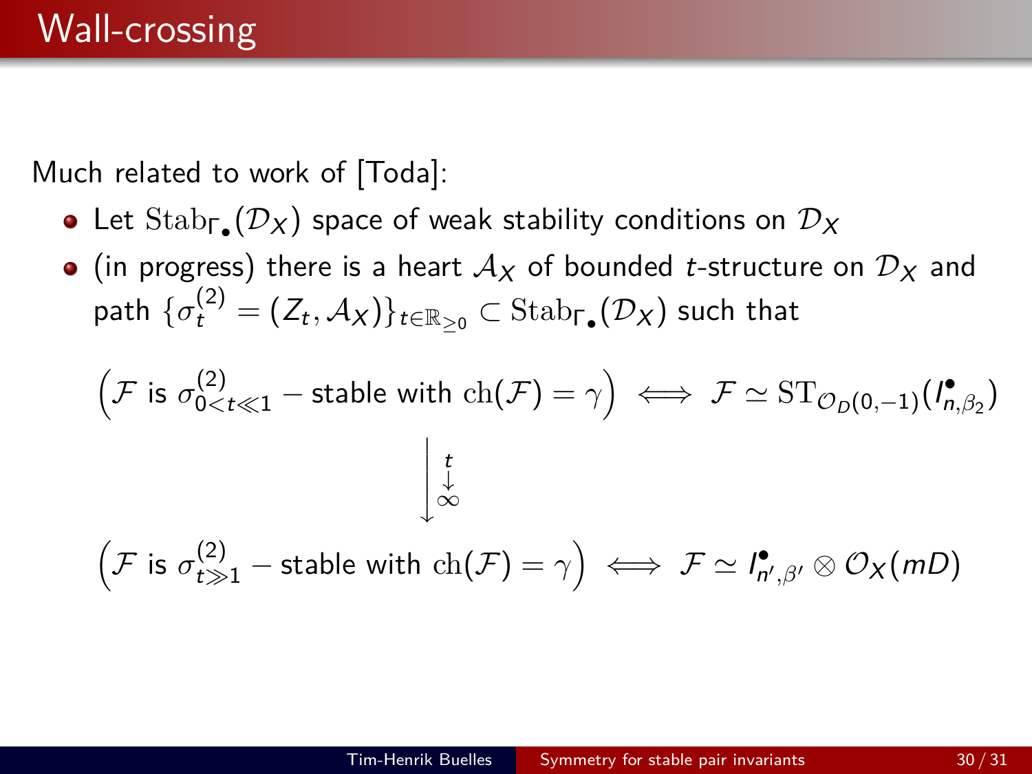# Wall-crossing

Much related to work of [Toda]:

- Let $\mathrm{Stab}_{\Gamma_\bullet}(\mathcal{D}_X)$ space of weak stability conditions on $\mathcal{D}_X$
- (in progress) there is a heart $\mathcal{A}_X$ of bounded $t$-structure on $\mathcal{D}_X$ and path $\{\sigma_t^{(2)} = (Z_t, \mathcal{A}_X)\}_{t \in \mathbb{R}_{\geq 0}} \subset \mathrm{Stab}_{\Gamma_\bullet}(\mathcal{D}_X)$ such that

$$
\Big(\mathcal{F} \text{ is } \sigma^{(2)}_{0<t\ll 1} - \text{stable with } \mathrm{ch}(\mathcal{F}) = \gamma\Big) \iff \mathcal{F} \simeq \mathrm{ST}_{\mathcal{O}_D(0,-1)}(I^\bullet_{n,\beta_2})
$$

$$
\Big\downarrow \; t \to \infty
$$

$$
\Big(\mathcal{F} \text{ is } \sigma^{(2)}_{t\gg 1} - \text{stable with } \mathrm{ch}(\mathcal{F}) = \gamma\Big) \iff \mathcal{F} \simeq I^\bullet_{n',\beta'} \otimes \mathcal{O}_X(mD)
$$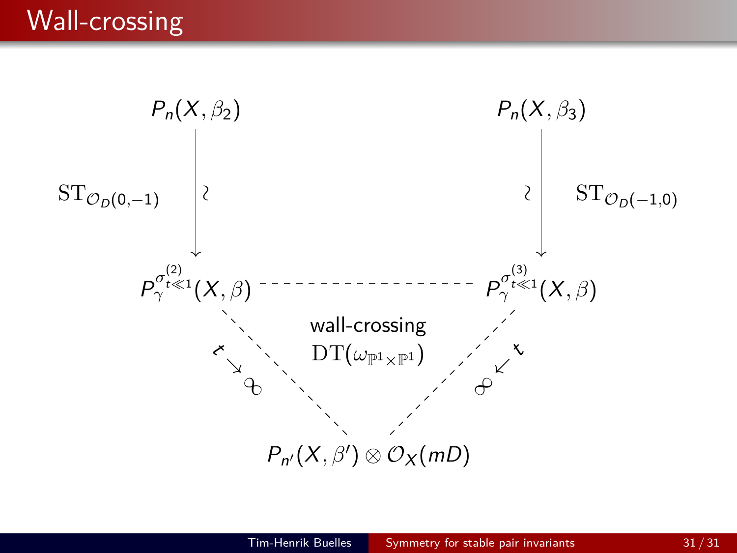# Wall-crossing

$P_n(X, \beta_2)$

$P_n(X, \beta_3)$

$\mathrm{ST}_{\mathcal{O}_D(0,-1)}$ $\wr$

$\wr$ $\mathrm{ST}_{\mathcal{O}_D(-1,0)}$

$P_\gamma^{\sigma_{t \ll 1}^{(2)}}(X, \beta)$

$P_\gamma^{\sigma_{t \ll 1}^{(3)}}(X, \beta)$

wall-crossing

$\mathrm{DT}(\omega_{\mathbb{P}^1 \times \mathbb{P}^1})$

$t \searrow \infty$

$\infty \swarrow t$

$P_{n'}(X, \beta') \otimes \mathcal{O}_X(mD)$